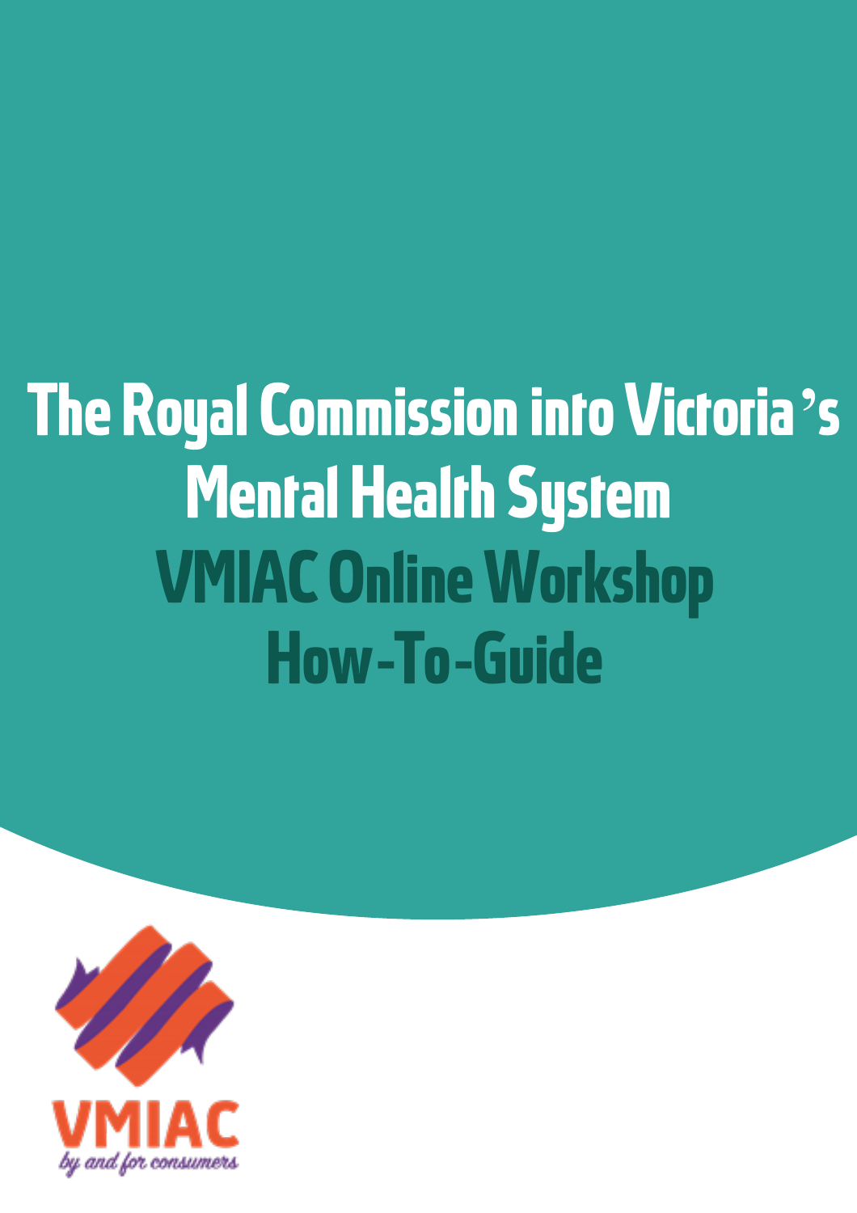# The Royal Commission into Victoria's Mental Health System

## VMIAC Online Workshop How-To-Guide

VMIAC

*by and for consumers*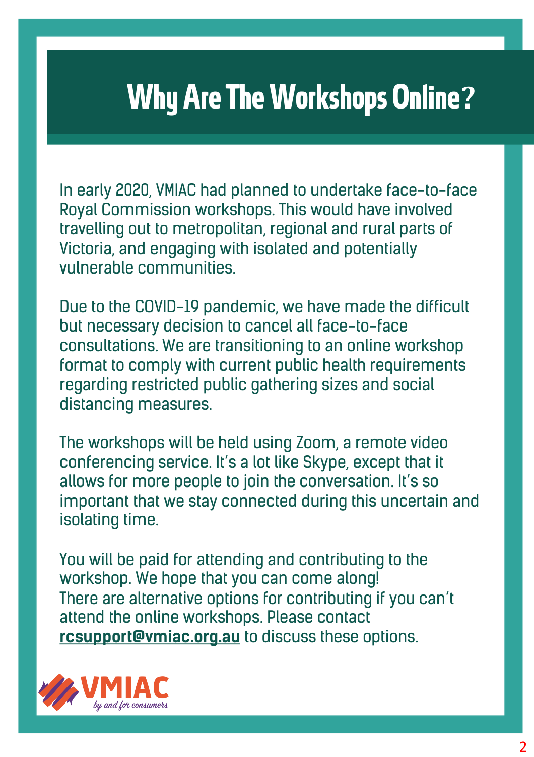# Why Are The Workshops Online?

In early 2020, VMIAC had planned to undertake face-to-face Royal Commission workshops. This would have involved travelling out to metropolitan, regional and rural parts of Victoria, and engaging with isolated and potentially vulnerable communities.

Due to the COVID-19 pandemic, we have made the difficult but necessary decision to cancel all face-to-face consultations. We are transitioning to an online workshop format to comply with current public health requirements regarding restricted public gathering sizes and social distancing measures.

The workshops will be held using Zoom, a remote video conferencing service. It's a lot like Skype, except that it allows for more people to join the conversation. It's so important that we stay connected during this uncertain and isolating time.

You will be paid for attending and contributing to the workshop. We hope that you can come along!
There are alternative options for contributing if you can't attend the online workshops. Please contact **rcsupport@vmiac.org.au** to discuss these options.

VMIAC
*by and for consumers*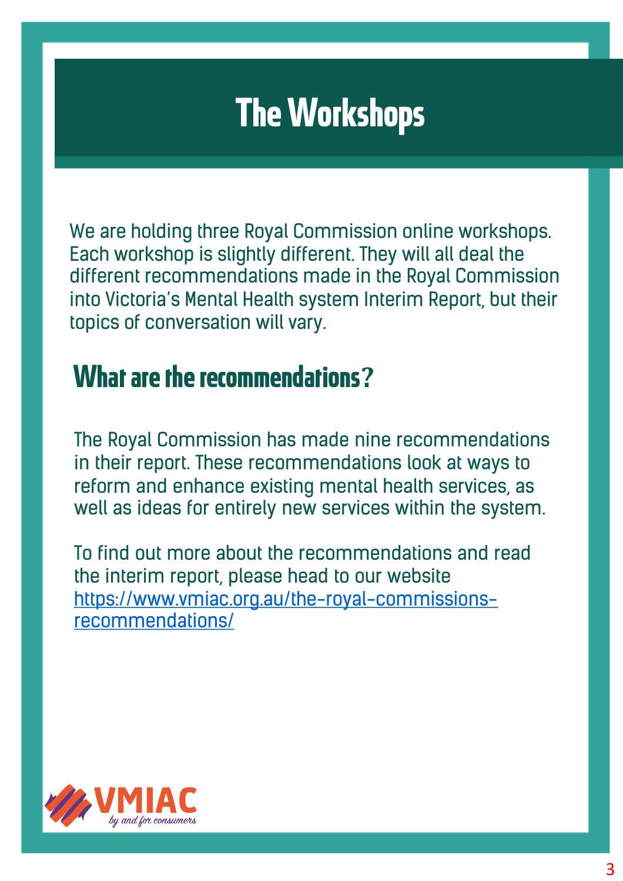# The Workshops

We are holding three Royal Commission online workshops. Each workshop is slightly different. They will all deal the different recommendations made in the Royal Commission into Victoria's Mental Health system Interim Report, but their topics of conversation will vary.

## What are the recommendations?

The Royal Commission has made nine recommendations in their report. These recommendations look at ways to reform and enhance existing mental health services, as well as ideas for entirely new services within the system.

To find out more about the recommendations and read the interim report, please head to our website https://www.vmiac.org.au/the-royal-commissions-recommendations/

VMIAC
*by and for consumers*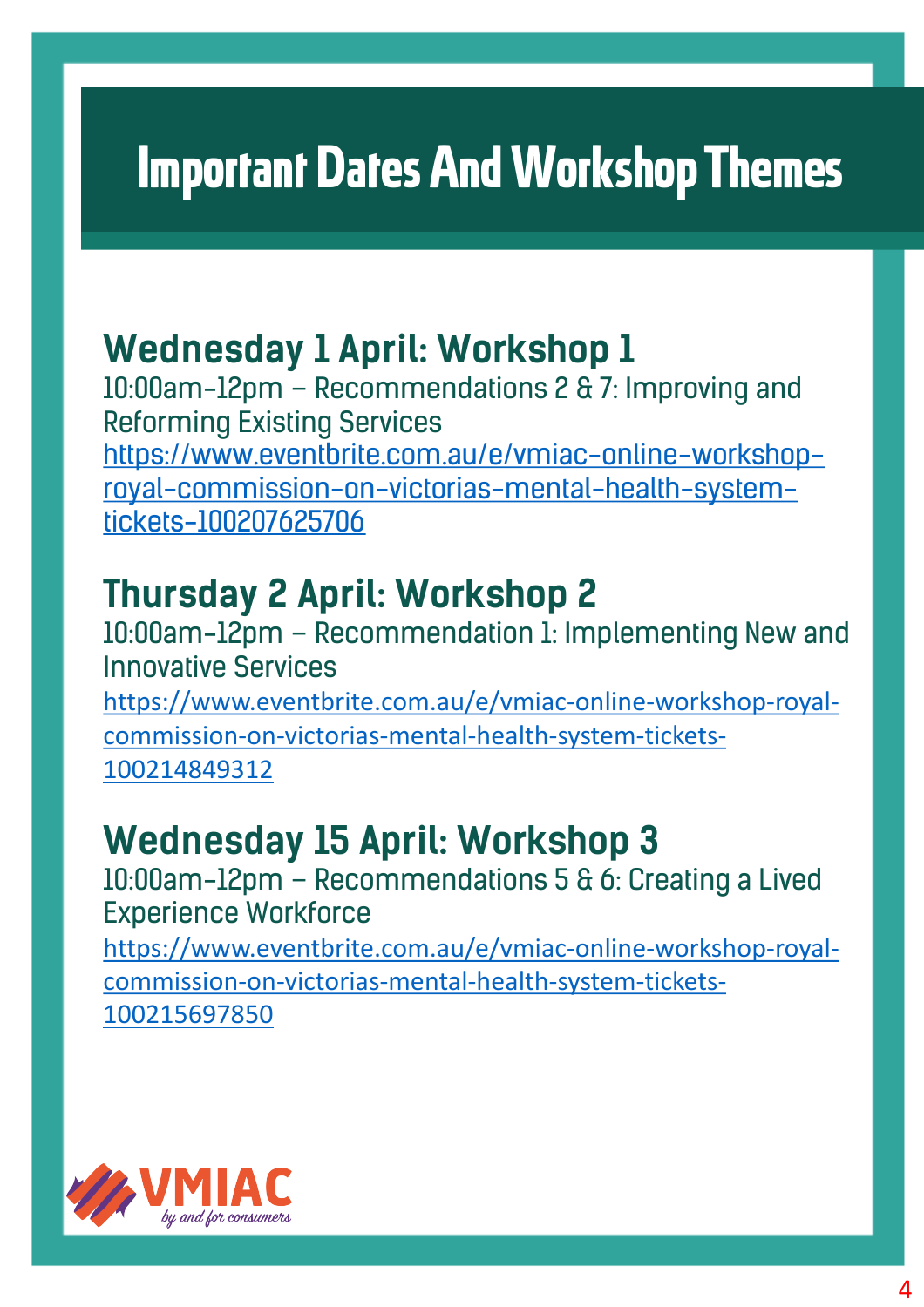# Important Dates And Workshop Themes

## Wednesday 1 April: Workshop 1

10:00am-12pm – Recommendations 2 & 7: Improving and Reforming Existing Services
https://www.eventbrite.com.au/e/vmiac-online-workshop-royal-commission-on-victorias-mental-health-system-tickets-100207625706

## Thursday 2 April: Workshop 2

10:00am-12pm – Recommendation 1: Implementing New and Innovative Services
https://www.eventbrite.com.au/e/vmiac-online-workshop-royal-commission-on-victorias-mental-health-system-tickets-100214849312

## Wednesday 15 April: Workshop 3

10:00am-12pm – Recommendations 5 & 6: Creating a Lived Experience Workforce
https://www.eventbrite.com.au/e/vmiac-online-workshop-royal-commission-on-victorias-mental-health-system-tickets-100215697850

VMIAC
*by and for consumers*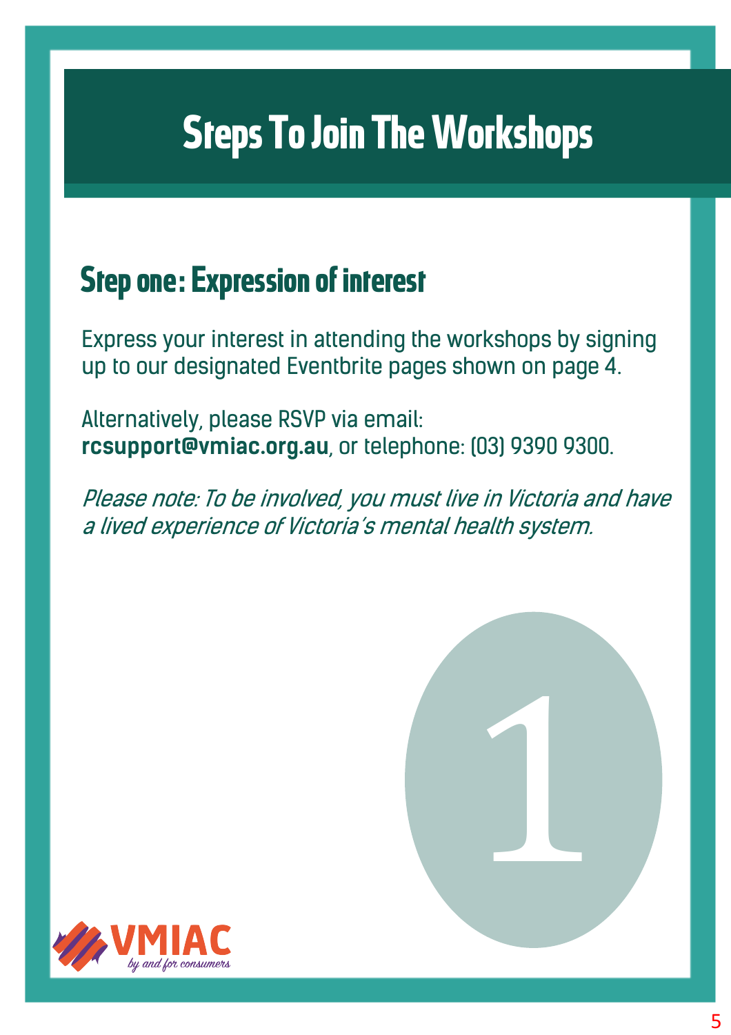# Steps To Join The Workshops

## Step one: Expression of interest

Express your interest in attending the workshops by signing up to our designated Eventbrite pages shown on page 4.

Alternatively, please RSVP via email: **rcsupport@vmiac.org.au**, or telephone: (03) 9390 9300.

*Please note: To be involved, you must live in Victoria and have a lived experience of Victoria's mental health system.*

1

VMIAC
by and for consumers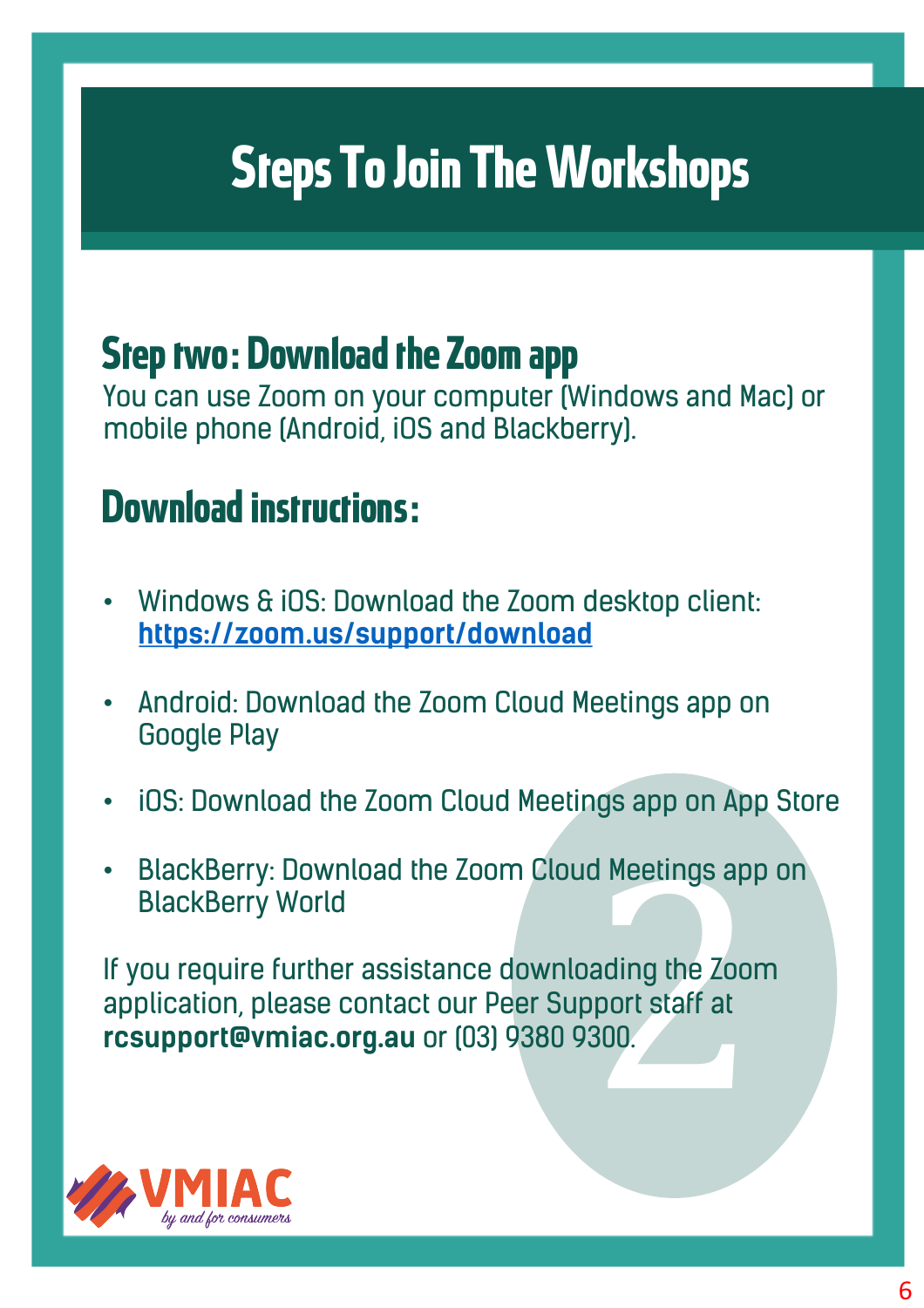# Steps To Join The Workshops

## Step two: Download the Zoom app

You can use Zoom on your computer (Windows and Mac) or mobile phone (Android, iOS and Blackberry).

## Download instructions:

- Windows & iOS: Download the Zoom desktop client: https://zoom.us/support/download
- Android: Download the Zoom Cloud Meetings app on Google Play
- iOS: Download the Zoom Cloud Meetings app on App Store
- BlackBerry: Download the Zoom Cloud Meetings app on BlackBerry World

If you require further assistance downloading the Zoom application, please contact our Peer Support staff at **rcsupport@vmiac.org.au** or (03) 9380 9300.

VMIAC
*by and for consumers*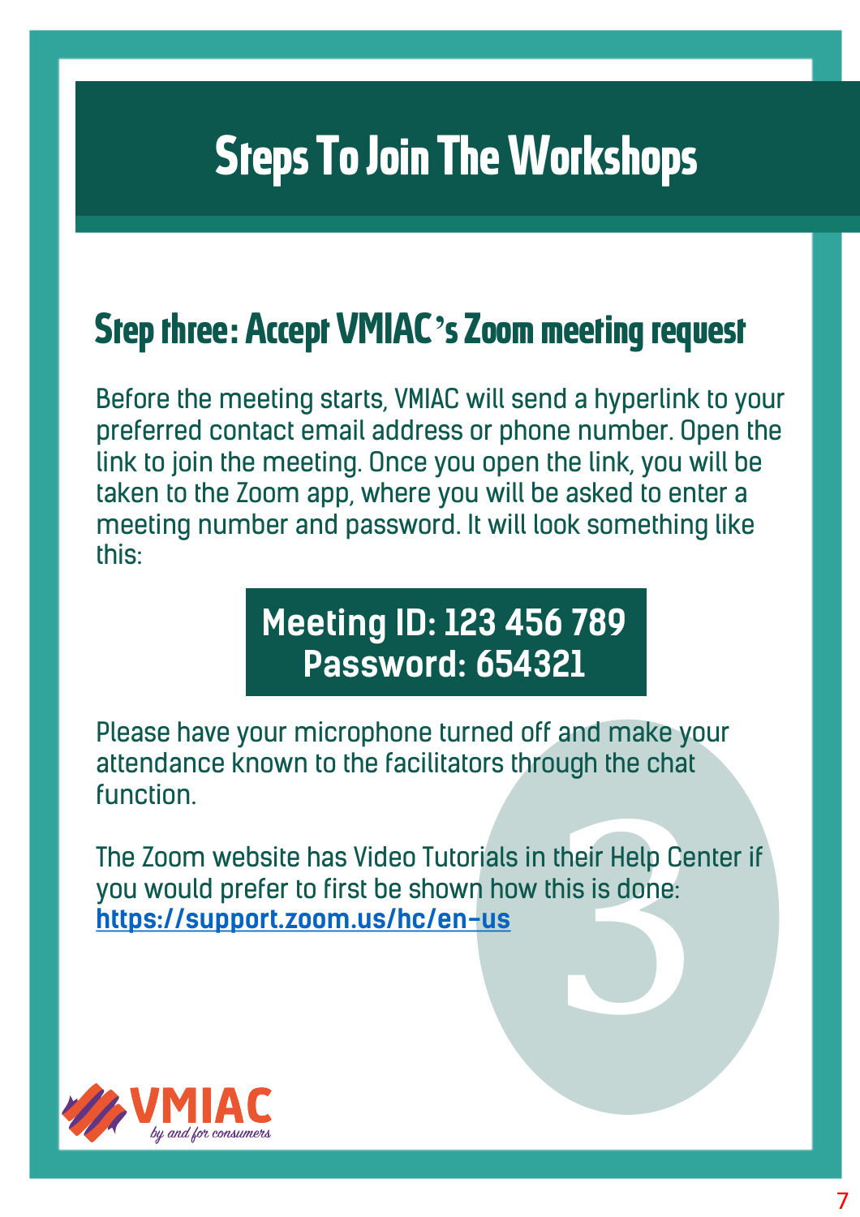# Steps To Join The Workshops

## Step three: Accept VMIAC's Zoom meeting request

Before the meeting starts, VMIAC will send a hyperlink to your preferred contact email address or phone number. Open the link to join the meeting. Once you open the link, you will be taken to the Zoom app, where you will be asked to enter a meeting number and password. It will look something like this:

**Meeting ID: 123 456 789**
**Password: 654321**

Please have your microphone turned off and make your attendance known to the facilitators through the chat function.

The Zoom website has Video Tutorials in their Help Center if you would prefer to first be shown how this is done: **https://support.zoom.us/hc/en-us**

VMIAC
*by and for consumers*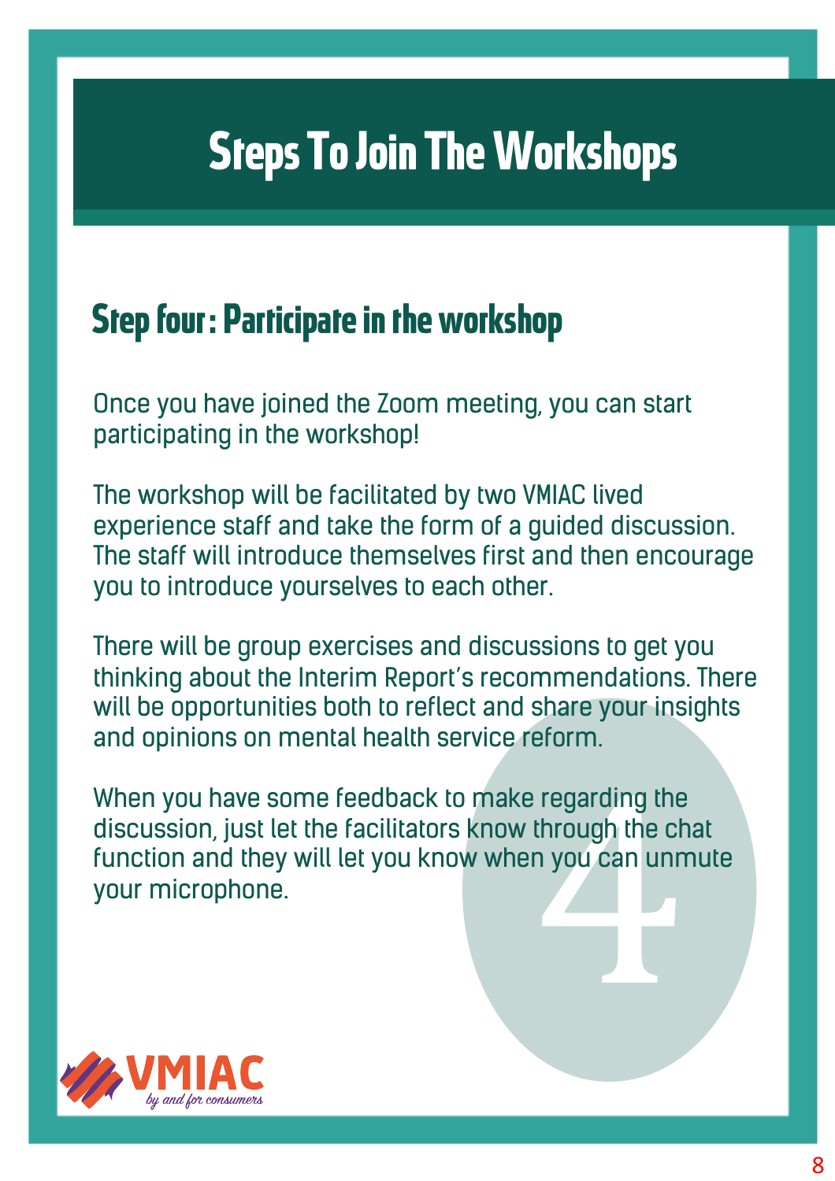# Steps To Join The Workshops

## Step four: Participate in the workshop

Once you have joined the Zoom meeting, you can start participating in the workshop!

The workshop will be facilitated by two VMIAC lived experience staff and take the form of a guided discussion. The staff will introduce themselves first and then encourage you to introduce yourselves to each other.

There will be group exercises and discussions to get you thinking about the Interim Report's recommendations. There will be opportunities both to reflect and share your insights and opinions on mental health service reform.

When you have some feedback to make regarding the discussion, just let the facilitators know through the chat function and they will let you know when you can unmute your microphone.

VMIAC
*by and for consumers*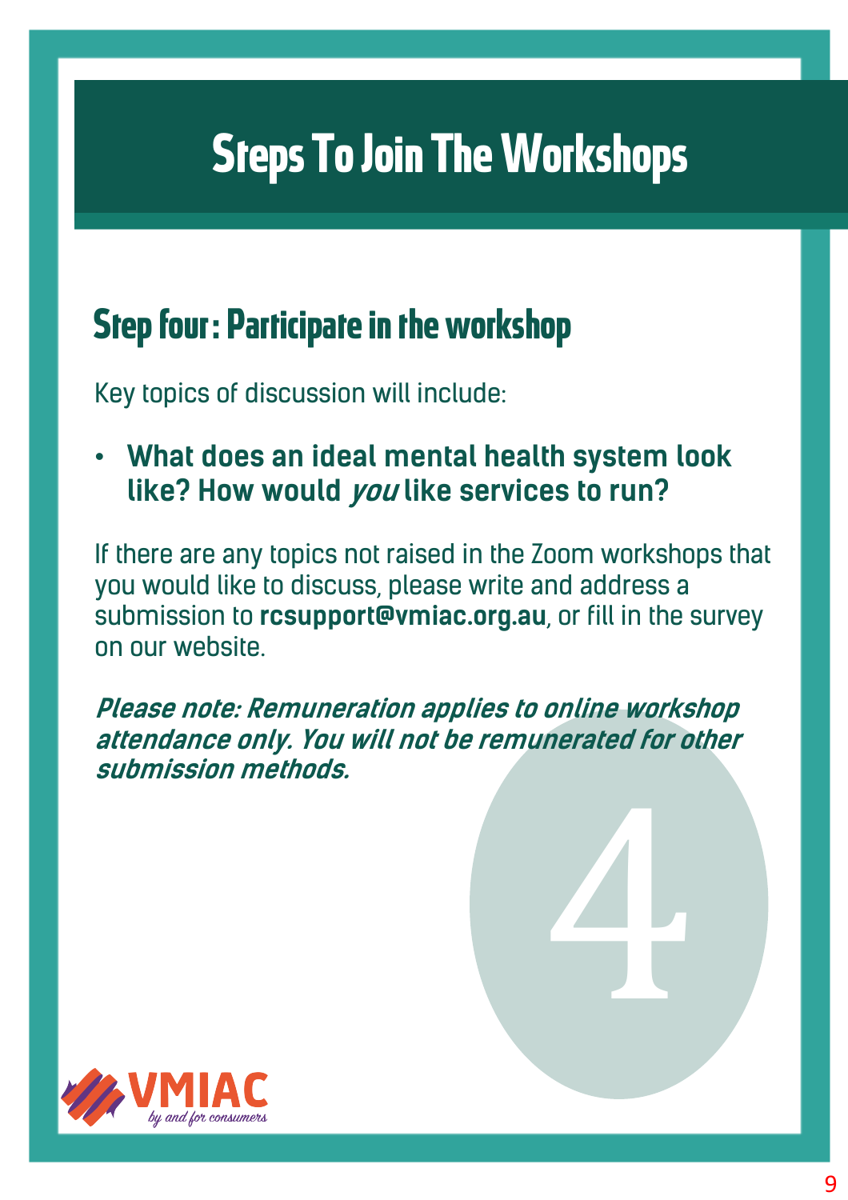# Steps To Join The Workshops

## Step four: Participate in the workshop

Key topics of discussion will include:

- **What does an ideal mental health system look like? How would *you* like services to run?**

If there are any topics not raised in the Zoom workshops that you would like to discuss, please write and address a submission to **rcsupport@vmiac.org.au**, or fill in the survey on our website.

***Please note: Remuneration applies to online workshop attendance only. You will not be remunerated for other submission methods.***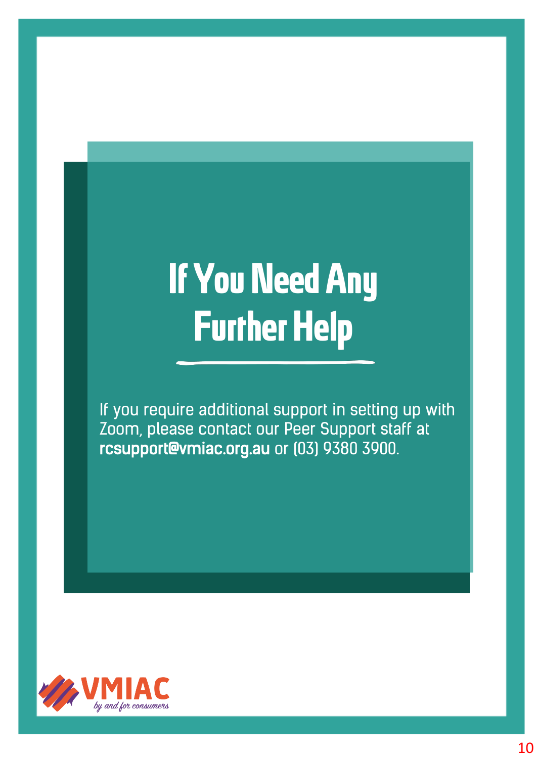# If You Need Any Further Help

If you require additional support in setting up with Zoom, please contact our Peer Support staff at **rcsupport@vmiac.org.au** or (03) 9380 3900.

VMIAC

*by and for consumers*